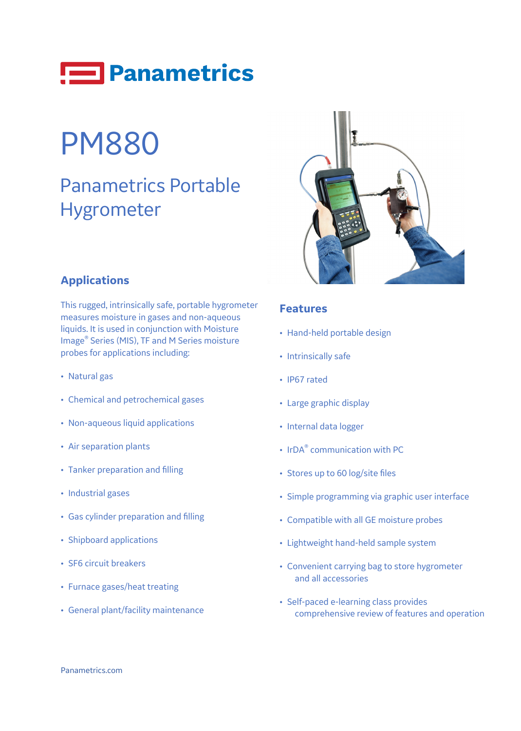# Panametrics

# PM880

## Panametrics Portable Hygrometer

### Applications

This rugged, intrinsically safe, portable hygrometer measures moisture in gases and non-aqueous liquids. It is used in conjunction with Moisture Image® Series (MIS), TF and M Series moisture probes for applications including:

- Natural gas
- Chemical and petrochemical gases
- Non-aqueous liquid applications
- Air separation plants
- Tanker preparation and filling
- Industrial gases
- Gas cylinder preparation and filling
- Shipboard applications
- SF6 circuit breakers
- Furnace gases/heat treating
- General plant/facility maintenance

### Features

- Hand-held portable design
- Intrinsically safe
- IP67 rated
- Large graphic display
- Internal data logger
- IrDA® communication with PC
- Stores up to 60 log/site files
- Simple programming via graphic user interface
- Compatible with all GE moisture probes
- Lightweight hand-held sample system
- Convenient carrying bag to store hygrometer and all accessories
- Self-paced e-learning class provides comprehensive review of features and operation

Panametrics.com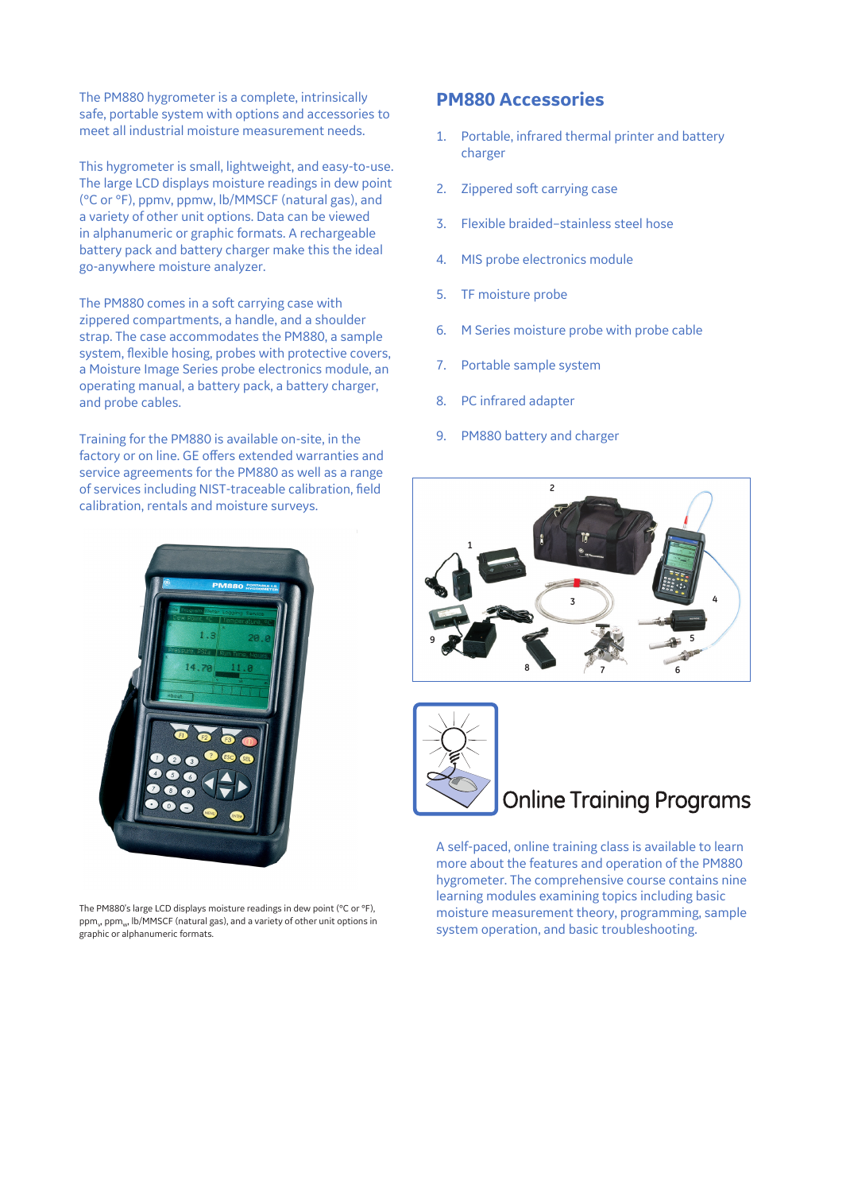The PM880 hygrometer is a complete, intrinsically safe, portable system with options and accessories to meet all industrial moisture measurement needs.

This hygrometer is small, lightweight, and easy-to-use. The large LCD displays moisture readings in dew point (°C or °F), ppmv, ppmw, lb/MMSCF (natural gas), and a variety of other unit options. Data can be viewed in alphanumeric or graphic formats. A rechargeable battery pack and battery charger make this the ideal go-anywhere moisture analyzer.

The PM880 comes in a soft carrying case with zippered compartments, a handle, and a shoulder strap. The case accommodates the PM880, a sample system, flexible hosing, probes with protective covers, a Moisture Image Series probe electronics module, an operating manual, a battery pack, a battery charger, and probe cables.

Training for the PM880 is available on-site, in the factory or on line. GE offers extended warranties and service agreements for the PM880 as well as a range of services including NIST-traceable calibration, field calibration, rentals and moisture surveys.

The PM880's large LCD displays moisture readings in dew point (°C or °F), $ppm_v$, $ppm_w$, lb/MMSCF (natural gas), and a variety of other unit options in graphic or alphanumeric formats.

## PM880 Accessories

1. Portable, infrared thermal printer and battery charger
2. Zippered soft carrying case
3. Flexible braided-stainless steel hose
4. MIS probe electronics module
5. TF moisture probe
6. M Series moisture probe with probe cable
7. Portable sample system
8. PC infrared adapter
9. PM880 battery and charger

## Online Training Programs

A self-paced, online training class is available to learn more about the features and operation of the PM880 hygrometer. The comprehensive course contains nine learning modules examining topics including basic moisture measurement theory, programming, sample system operation, and basic troubleshooting.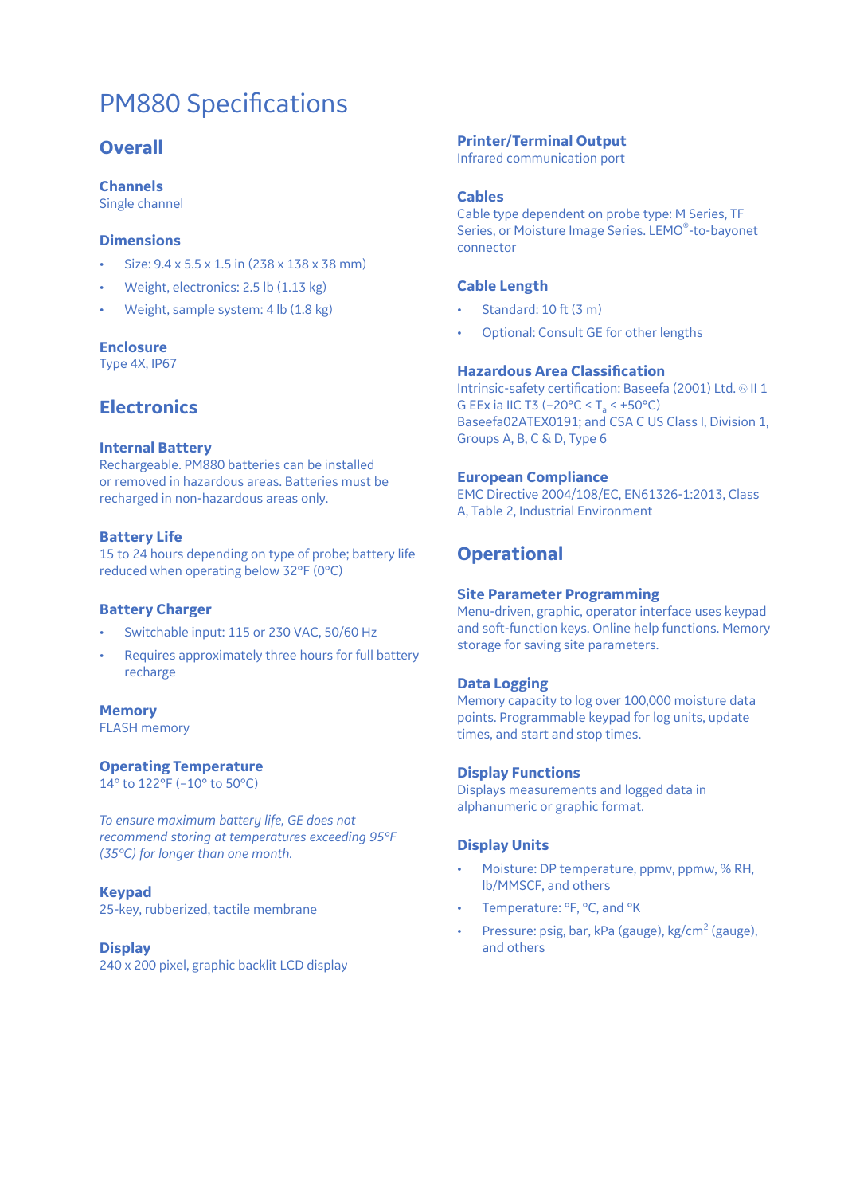# PM880 Specifications

## Overall

### Channels

Single channel

### Dimensions

- Size: 9.4 x 5.5 x 1.5 in (238 x 138 x 38 mm)
- Weight, electronics: 2.5 lb (1.13 kg)
- Weight, sample system: 4 lb (1.8 kg)

### Enclosure

Type 4X, IP67

## Electronics

### Internal Battery

Rechargeable. PM880 batteries can be installed or removed in hazardous areas. Batteries must be recharged in non-hazardous areas only.

### Battery Life

15 to 24 hours depending on type of probe; battery life reduced when operating below 32°F (0°C)

### Battery Charger

- Switchable input: 115 or 230 VAC, 50/60 Hz
- Requires approximately three hours for full battery recharge

### Memory

FLASH memory

### Operating Temperature

14° to 122°F (–10° to 50°C)

*To ensure maximum battery life, GE does not recommend storing at temperatures exceeding 95°F (35°C) for longer than one month.*

### Keypad

25-key, rubberized, tactile membrane

### Display

240 x 200 pixel, graphic backlit LCD display

### Printer/Terminal Output

Infrared communication port

### Cables

Cable type dependent on probe type: M Series, TF Series, or Moisture Image Series. LEMO®-to-bayonet connector

### Cable Length

- Standard: 10 ft (3 m)
- Optional: Consult GE for other lengths

### Hazardous Area Classification

Intrinsic-safety certification: Baseefa (2001) Ltd. Ⓔ II 1 G EEx ia IIC T3 (–20°C ≤ $T_a$ ≤ +50°C) Baseefa02ATEX0191; and CSA C US Class I, Division 1, Groups A, B, C & D, Type 6

### European Compliance

EMC Directive 2004/108/EC, EN61326-1:2013, Class A, Table 2, Industrial Environment

## Operational

### Site Parameter Programming

Menu-driven, graphic, operator interface uses keypad and soft-function keys. Online help functions. Memory storage for saving site parameters.

### Data Logging

Memory capacity to log over 100,000 moisture data points. Programmable keypad for log units, update times, and start and stop times.

### Display Functions

Displays measurements and logged data in alphanumeric or graphic format.

### Display Units

- Moisture: DP temperature, ppmv, ppmw, % RH, lb/MMSCF, and others
- Temperature: °F, °C, and °K
- Pressure: psig, bar, kPa (gauge), kg/cm$^2$ (gauge), and others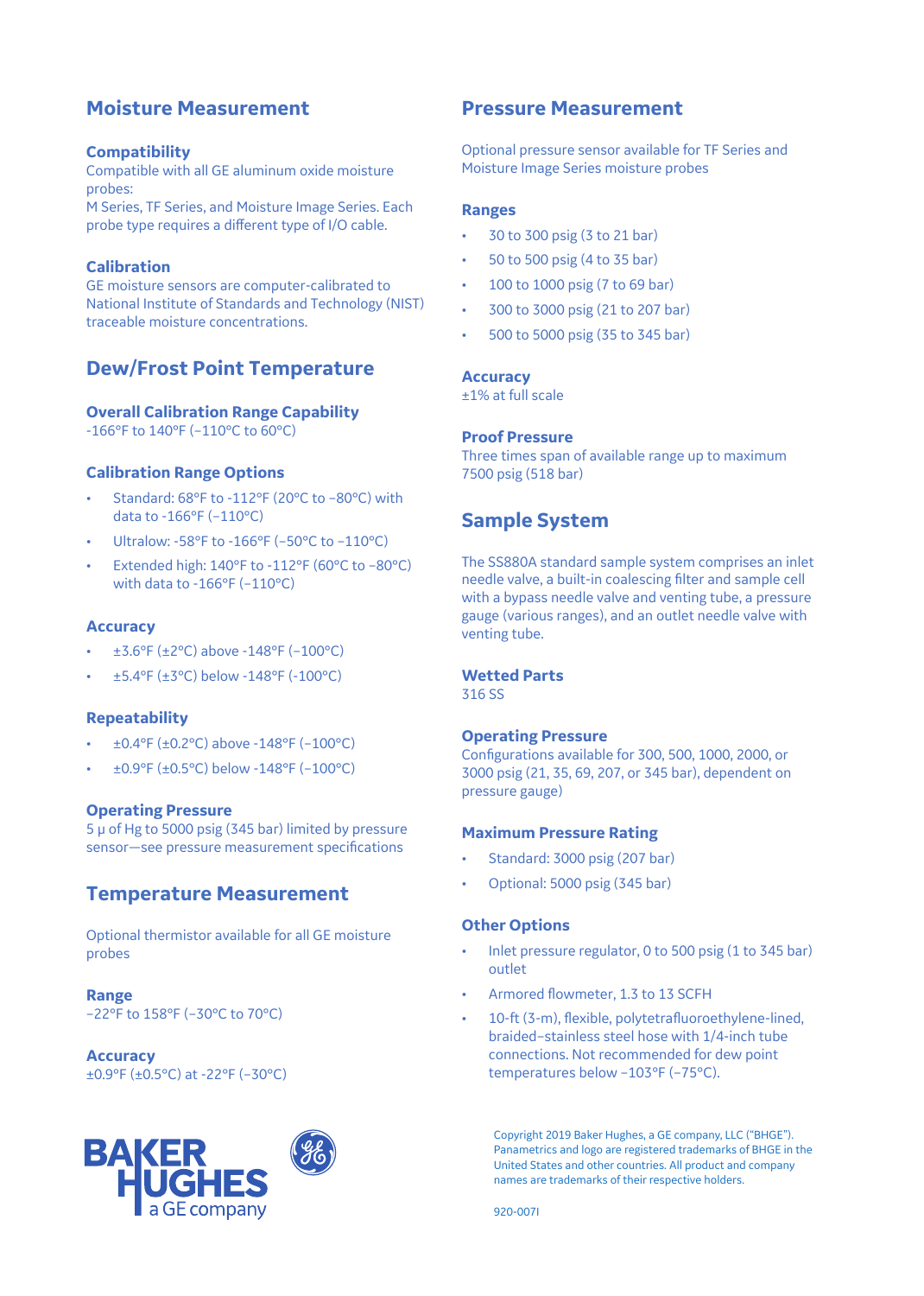## Moisture Measurement

### Compatibility

Compatible with all GE aluminum oxide moisture probes:
M Series, TF Series, and Moisture Image Series. Each probe type requires a different type of I/O cable.

### Calibration

GE moisture sensors are computer-calibrated to National Institute of Standards and Technology (NIST) traceable moisture concentrations.

## Dew/Frost Point Temperature

### Overall Calibration Range Capability

-166°F to 140°F (–110°C to 60°C)

### Calibration Range Options

- Standard: 68°F to -112°F (20°C to –80°C) with data to -166°F (–110°C)
- Ultralow: -58°F to -166°F (–50°C to –110°C)
- Extended high: 140°F to -112°F (60°C to –80°C) with data to -166°F (–110°C)

### Accuracy

- ±3.6°F (±2°C) above -148°F (–100°C)
- ±5.4°F (±3°C) below -148°F (-100°C)

### Repeatability

- ±0.4°F (±0.2°C) above -148°F (–100°C)
- ±0.9°F (±0.5°C) below -148°F (–100°C)

### Operating Pressure

5 μ of Hg to 5000 psig (345 bar) limited by pressure sensor—see pressure measurement specifications

## Temperature Measurement

Optional thermistor available for all GE moisture probes

### Range

–22°F to 158°F (–30°C to 70°C)

### Accuracy

±0.9°F (±0.5°C) at -22°F (–30°C)

## Pressure Measurement

Optional pressure sensor available for TF Series and Moisture Image Series moisture probes

### Ranges

- 30 to 300 psig (3 to 21 bar)
- 50 to 500 psig (4 to 35 bar)
- 100 to 1000 psig (7 to 69 bar)
- 300 to 3000 psig (21 to 207 bar)
- 500 to 5000 psig (35 to 345 bar)

### Accuracy

±1% at full scale

### Proof Pressure

Three times span of available range up to maximum 7500 psig (518 bar)

## Sample System

The SS880A standard sample system comprises an inlet needle valve, a built-in coalescing filter and sample cell with a bypass needle valve and venting tube, a pressure gauge (various ranges), and an outlet needle valve with venting tube.

### Wetted Parts

316 SS

### Operating Pressure

Configurations available for 300, 500, 1000, 2000, or 3000 psig (21, 35, 69, 207, or 345 bar), dependent on pressure gauge)

### Maximum Pressure Rating

- Standard: 3000 psig (207 bar)
- Optional: 5000 psig (345 bar)

### Other Options

- Inlet pressure regulator, 0 to 500 psig (1 to 345 bar) outlet
- Armored flowmeter, 1.3 to 13 SCFH
- 10-ft (3-m), flexible, polytetrafluoroethylene-lined, braided-stainless steel hose with 1/4-inch tube connections. Not recommended for dew point temperatures below –103°F (–75°C).

BAKER HUGHES
a GE company

Copyright 2019 Baker Hughes, a GE company, LLC ("BHGE"). Panametrics and logo are registered trademarks of BHGE in the United States and other countries. All product and company names are trademarks of their respective holders.

920-007I